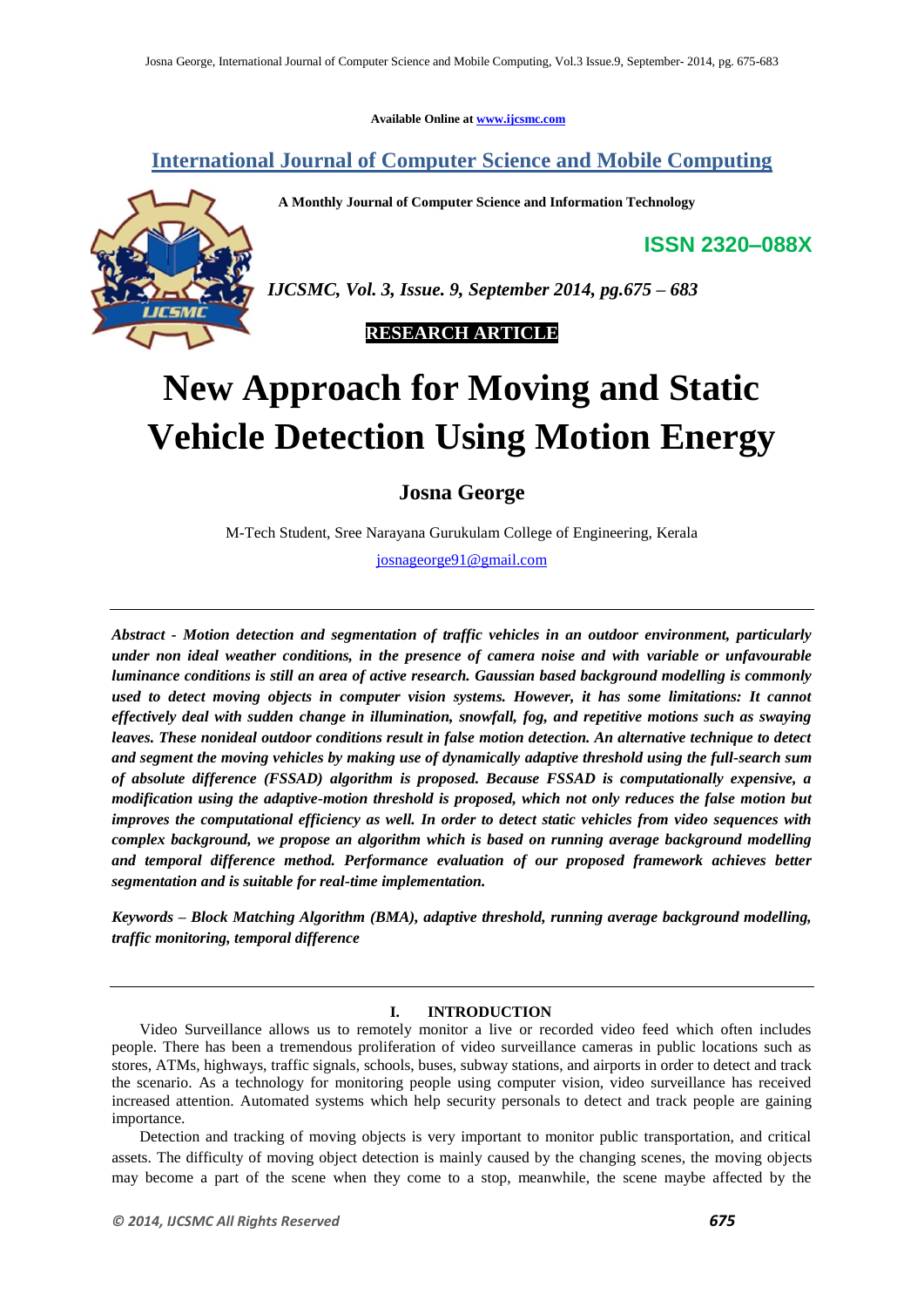Available Online at www.ijcsmc.com

**International Journal of Computer Science and Mobile Computing**

**A Monthly Journal of Computer Science and Information Technology**

**ISSN 2320–088X**

***IJCSMC, Vol. 3, Issue. 9, September 2014, pg.675 – 683***

**RESEARCH ARTICLE**

# New Approach for Moving and Static Vehicle Detection Using Motion Energy

**Josna George**

M-Tech Student, Sree Narayana Gurukulam College of Engineering, Kerala

josnageorge91@gmail.com

***Abstract - Motion detection and segmentation of traffic vehicles in an outdoor environment, particularly under non ideal weather conditions, in the presence of camera noise and with variable or unfavourable luminance conditions is still an area of active research. Gaussian based background modelling is commonly used to detect moving objects in computer vision systems. However, it has some limitations: It cannot effectively deal with sudden change in illumination, snowfall, fog, and repetitive motions such as swaying leaves. These nonideal outdoor conditions result in false motion detection. An alternative technique to detect and segment the moving vehicles by making use of dynamically adaptive threshold using the full-search sum of absolute difference (FSSAD) algorithm is proposed. Because FSSAD is computationally expensive, a modification using the adaptive-motion threshold is proposed, which not only reduces the false motion but improves the computational efficiency as well. In order to detect static vehicles from video sequences with complex background, we propose an algorithm which is based on running average background modelling and temporal difference method. Performance evaluation of our proposed framework achieves better segmentation and is suitable for real-time implementation.***

***Keywords – Block Matching Algorithm (BMA), adaptive threshold, running average background modelling, traffic monitoring, temporal difference***

## I. INTRODUCTION

Video Surveillance allows us to remotely monitor a live or recorded video feed which often includes people. There has been a tremendous proliferation of video surveillance cameras in public locations such as stores, ATMs, highways, traffic signals, schools, buses, subway stations, and airports in order to detect and track the scenario. As a technology for monitoring people using computer vision, video surveillance has received increased attention. Automated systems which help security personals to detect and track people are gaining importance.

Detection and tracking of moving objects is very important to monitor public transportation, and critical assets. The difficulty of moving object detection is mainly caused by the changing scenes, the moving objects may become a part of the scene when they come to a stop, meanwhile, the scene maybe affected by the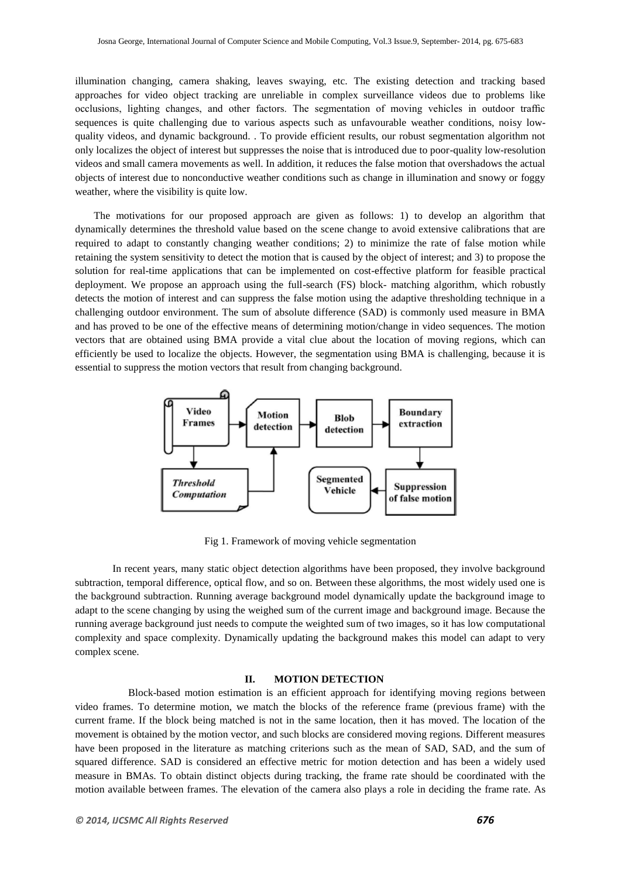illumination changing, camera shaking, leaves swaying, etc. The existing detection and tracking based approaches for video object tracking are unreliable in complex surveillance videos due to problems like occlusions, lighting changes, and other factors. The segmentation of moving vehicles in outdoor traffic sequences is quite challenging due to various aspects such as unfavourable weather conditions, noisy low-quality videos, and dynamic background. . To provide efficient results, our robust segmentation algorithm not only localizes the object of interest but suppresses the noise that is introduced due to poor-quality low-resolution videos and small camera movements as well. In addition, it reduces the false motion that overshadows the actual objects of interest due to nonconductive weather conditions such as change in illumination and snowy or foggy weather, where the visibility is quite low.

The motivations for our proposed approach are given as follows: 1) to develop an algorithm that dynamically determines the threshold value based on the scene change to avoid extensive calibrations that are required to adapt to constantly changing weather conditions; 2) to minimize the rate of false motion while retaining the system sensitivity to detect the motion that is caused by the object of interest; and 3) to propose the solution for real-time applications that can be implemented on cost-effective platform for feasible practical deployment. We propose an approach using the full-search (FS) block- matching algorithm, which robustly detects the motion of interest and can suppress the false motion using the adaptive thresholding technique in a challenging outdoor environment. The sum of absolute difference (SAD) is commonly used measure in BMA and has proved to be one of the effective means of determining motion/change in video sequences. The motion vectors that are obtained using BMA provide a vital clue about the location of moving regions, which can efficiently be used to localize the objects. However, the segmentation using BMA is challenging, because it is essential to suppress the motion vectors that result from changing background.

Fig 1. Framework of moving vehicle segmentation

In recent years, many static object detection algorithms have been proposed, they involve background subtraction, temporal difference, optical flow, and so on. Between these algorithms, the most widely used one is the background subtraction. Running average background model dynamically update the background image to adapt to the scene changing by using the weighed sum of the current image and background image. Because the running average background just needs to compute the weighted sum of two images, so it has low computational complexity and space complexity. Dynamically updating the background makes this model can adapt to very complex scene.

## II. MOTION DETECTION

Block-based motion estimation is an efficient approach for identifying moving regions between video frames. To determine motion, we match the blocks of the reference frame (previous frame) with the current frame. If the block being matched is not in the same location, then it has moved. The location of the movement is obtained by the motion vector, and such blocks are considered moving regions. Different measures have been proposed in the literature as matching criterions such as the mean of SAD, SAD, and the sum of squared difference. SAD is considered an effective metric for motion detection and has been a widely used measure in BMAs. To obtain distinct objects during tracking, the frame rate should be coordinated with the motion available between frames. The elevation of the camera also plays a role in deciding the frame rate. As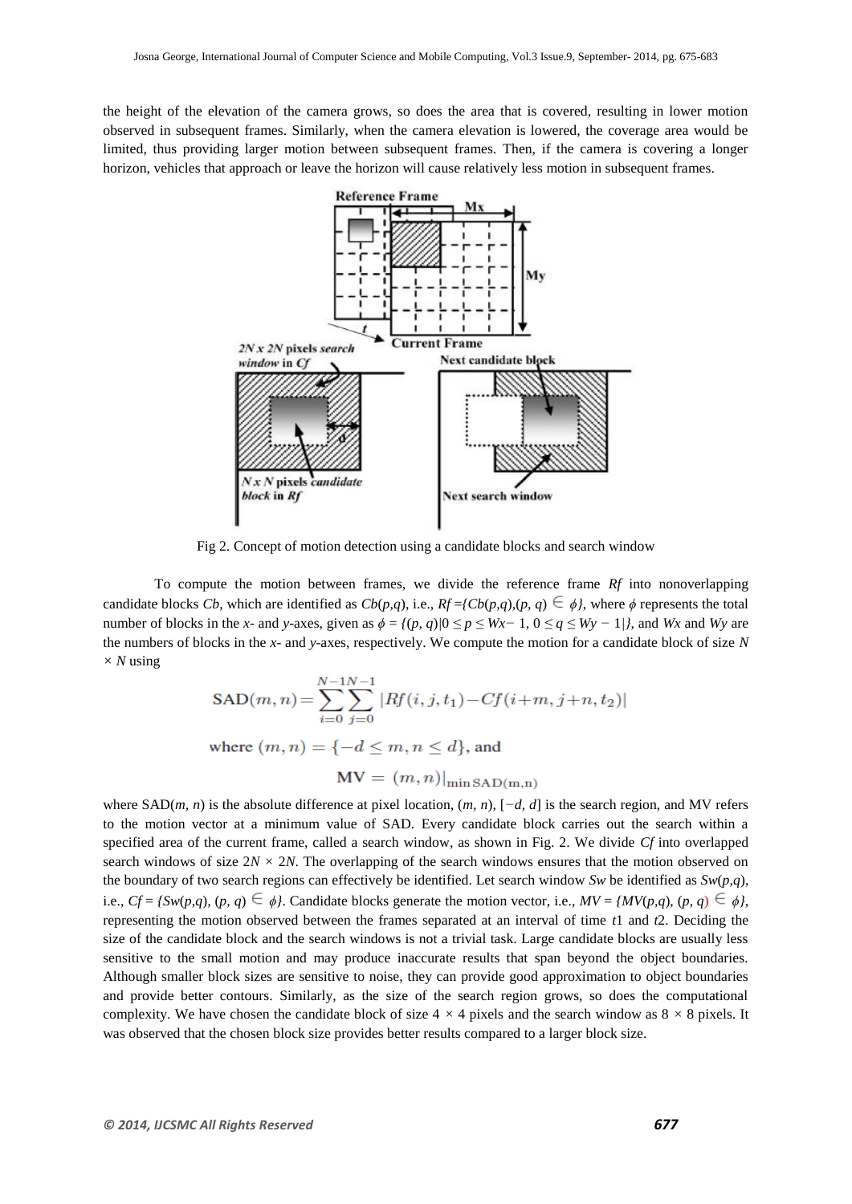the height of the elevation of the camera grows, so does the area that is covered, resulting in lower motion observed in subsequent frames. Similarly, when the camera elevation is lowered, the coverage area would be limited, thus providing larger motion between subsequent frames. Then, if the camera is covering a longer horizon, vehicles that approach or leave the horizon will cause relatively less motion in subsequent frames.

Fig 2. Concept of motion detection using a candidate blocks and search window

To compute the motion between frames, we divide the reference frame *Rf* into nonoverlapping candidate blocks *Cb*, which are identified as $Cb(p,q)$, i.e., $Rf = \{Cb(p,q), (p, q) \in \phi\}$, where $\phi$ represents the total number of blocks in the *x*- and *y*-axes, given as $\phi = \{(p, q)| 0 \le p \le Wx - 1, 0 \le q \le Wy - 1|\}$, and *Wx* and *Wy* are the numbers of blocks in the *x*- and *y*-axes, respectively. We compute the motion for a candidate block of size $N \times N$ using

$$\text{SAD}(m,n) = \sum_{i=0}^{N-1}\sum_{j=0}^{N-1} |Rf(i,j,t_1) - Cf(i+m, j+n, t_2)|$$

$$\text{where } (m,n) = \{-d \le m, n \le d\}, \text{ and}$$

$$\mathbf{MV} = (m,n)|_{\min \text{SAD(m,n)}}$$

where $\text{SAD}(m, n)$ is the absolute difference at pixel location, $(m, n)$, $[-d, d]$ is the search region, and MV refers to the motion vector at a minimum value of SAD. Every candidate block carries out the search within a specified area of the current frame, called a search window, as shown in Fig. 2. We divide *Cf* into overlapped search windows of size $2N \times 2N$. The overlapping of the search windows ensures that the motion observed on the boundary of two search regions can effectively be identified. Let search window *Sw* be identified as $Sw(p,q)$, i.e., $Cf = \{Sw(p,q), (p, q) \in \phi\}$. Candidate blocks generate the motion vector, i.e., $MV = \{MV(p,q), (p, q) \in \phi\}$, representing the motion observed between the frames separated at an interval of time *t*1 and *t*2. Deciding the size of the candidate block and the search windows is not a trivial task. Large candidate blocks are usually less sensitive to the small motion and may produce inaccurate results that span beyond the object boundaries. Although smaller block sizes are sensitive to noise, they can provide good approximation to object boundaries and provide better contours. Similarly, as the size of the search region grows, so does the computational complexity. We have chosen the candidate block of size $4 \times 4$ pixels and the search window as $8 \times 8$ pixels. It was observed that the chosen block size provides better results compared to a larger block size.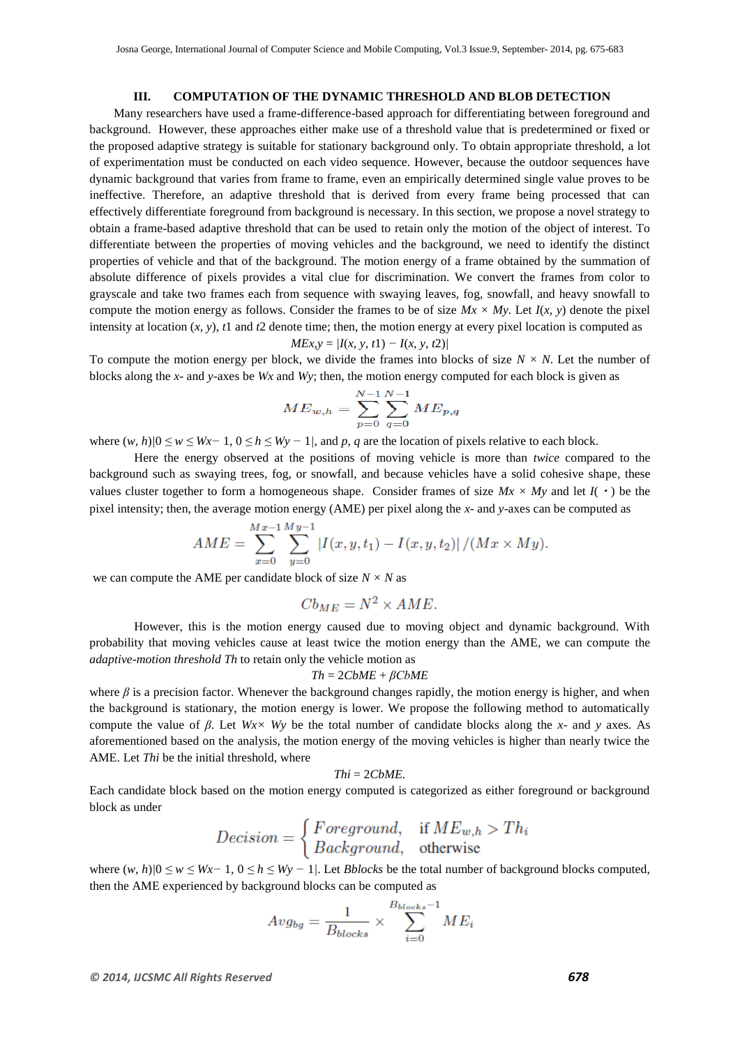## III. COMPUTATION OF THE DYNAMIC THRESHOLD AND BLOB DETECTION

Many researchers have used a frame-difference-based approach for differentiating between foreground and background. However, these approaches either make use of a threshold value that is predetermined or fixed or the proposed adaptive strategy is suitable for stationary background only. To obtain appropriate threshold, a lot of experimentation must be conducted on each video sequence. However, because the outdoor sequences have dynamic background that varies from frame to frame, even an empirically determined single value proves to be ineffective. Therefore, an adaptive threshold that is derived from every frame being processed that can effectively differentiate foreground from background is necessary. In this section, we propose a novel strategy to obtain a frame-based adaptive threshold that can be used to retain only the motion of the object of interest. To differentiate between the properties of moving vehicles and the background, we need to identify the distinct properties of vehicle and that of the background. The motion energy of a frame obtained by the summation of absolute difference of pixels provides a vital clue for discrimination. We convert the frames from color to grayscale and take two frames each from sequence with swaying leaves, fog, snowfall, and heavy snowfall to compute the motion energy as follows. Consider the frames to be of size $Mx \times My$. Let $I(x, y)$ denote the pixel intensity at location $(x, y)$, $t1$ and $t2$ denote time; then, the motion energy at every pixel location is computed as

$$ME_{x,y} = |I(x, y, t1) - I(x, y, t2)|$$

To compute the motion energy per block, we divide the frames into blocks of size $N \times N$. Let the number of blocks along the *x*- and *y*-axes be $Wx$ and $Wy$; then, the motion energy computed for each block is given as

$$ME_{w,h} = \sum_{p=0}^{N-1} \sum_{q=0}^{N-1} ME_{p,q}$$

where $(w, h)|0 \leq w \leq Wx - 1,\ 0 \leq h \leq Wy - 1|$, and $p$, $q$ are the location of pixels relative to each block.

Here the energy observed at the positions of moving vehicle is more than *twice* compared to the background such as swaying trees, fog, or snowfall, and because vehicles have a solid cohesive shape, these values cluster together to form a homogeneous shape. Consider frames of size $Mx \times My$ and let $I(\cdot)$ be the pixel intensity; then, the average motion energy (AME) per pixel along the *x*- and *y*-axes can be computed as

$$AME = \sum_{x=0}^{Mx-1} \sum_{y=0}^{My-1} |I(x, y, t_1) - I(x, y, t_2)| / (Mx \times My).$$

we can compute the AME per candidate block of size $N \times N$ as

$$Cb_{ME} = N^2 \times AME.$$

However, this is the motion energy caused due to moving object and dynamic background. With probability that moving vehicles cause at least twice the motion energy than the AME, we can compute the *adaptive-motion threshold Th* to retain only the vehicle motion as

$$Th = 2Cb_{ME} + \beta Cb_{ME}$$

where $\beta$ is a precision factor. Whenever the background changes rapidly, the motion energy is higher, and when the background is stationary, the motion energy is lower. We propose the following method to automatically compute the value of $\beta$. Let $Wx \times Wy$ be the total number of candidate blocks along the *x*- and *y* axes. As aforementioned based on the analysis, the motion energy of the moving vehicles is higher than nearly twice the AME. Let $Th_i$ be the initial threshold, where

$$Th_i = 2Cb_{ME}.$$

Each candidate block based on the motion energy computed is categorized as either foreground or background block as under

$$Decision = \begin{cases} Foreground, & \text{if } ME_{w,h} > Th_i \\ Background, & \text{otherwise} \end{cases}$$

where $(w, h)|0 \leq w \leq Wx - 1,\ 0 \leq h \leq Wy - 1|$. Let $B_{blocks}$ be the total number of background blocks computed, then the AME experienced by background blocks can be computed as

$$Avg_{bg} = \frac{1}{B_{blocks}} \times \sum_{i=0}^{B_{blocks}-1} ME_i$$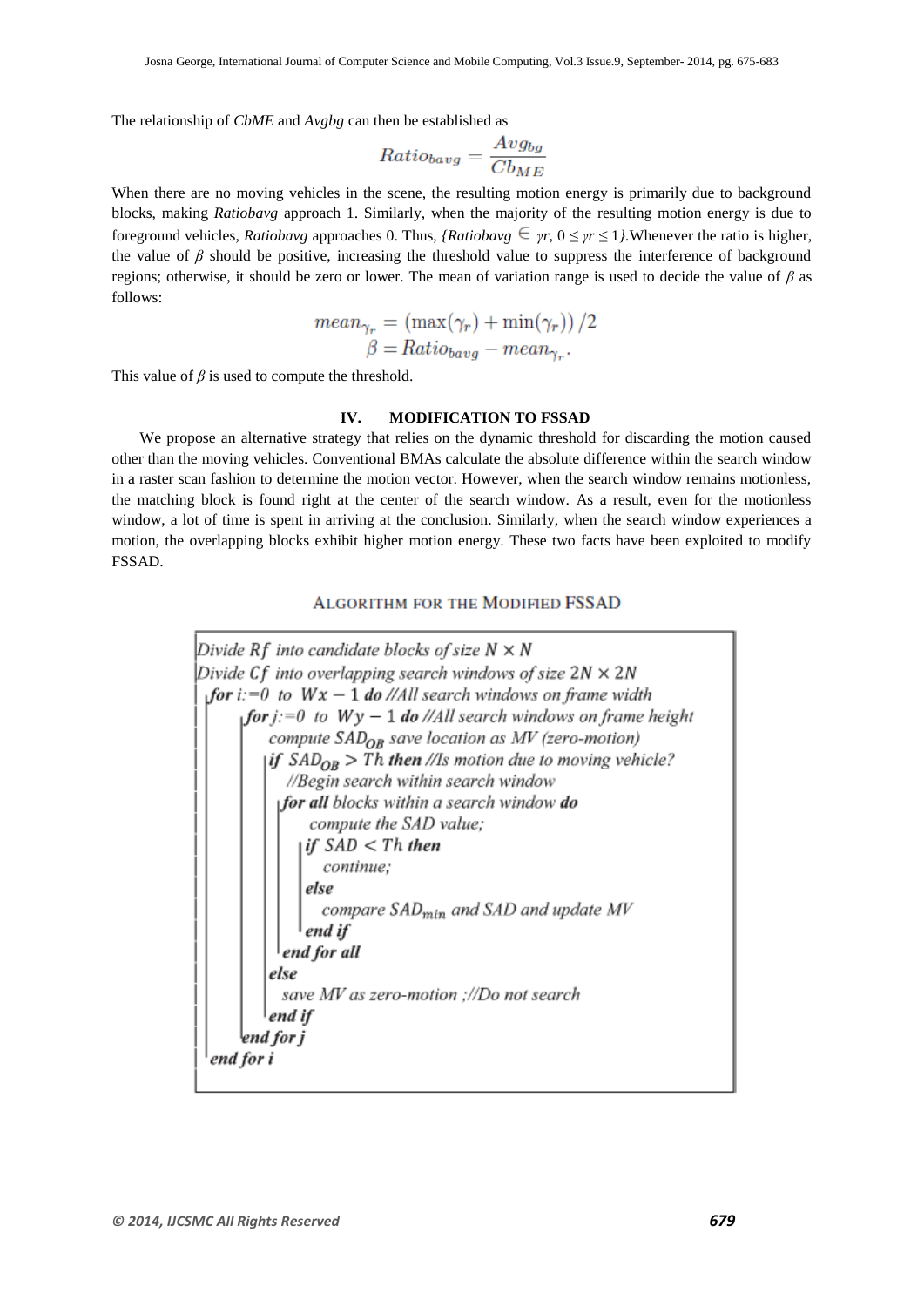The relationship of *CbME* and *Avgbg* can then be established as

$$Ratio_{bavg} = \frac{Avg_{bg}}{Cb_{ME}}$$

When there are no moving vehicles in the scene, the resulting motion energy is primarily due to background blocks, making *Ratiobavg* approach 1. Similarly, when the majority of the resulting motion energy is due to foreground vehicles, *Ratiobavg* approaches 0. Thus, $\{Ratiobavg \in \gamma r, 0 \leq \gamma r \leq 1\}$.Whenever the ratio is higher, the value of $\beta$ should be positive, increasing the threshold value to suppress the interference of background regions; otherwise, it should be zero or lower. The mean of variation range is used to decide the value of $\beta$ as follows:

$$mean_{\gamma_r} = (\max(\gamma_r) + \min(\gamma_r))/2$$
$$\beta = Ratio_{bavg} - mean_{\gamma_r}.$$

This value of $\beta$ is used to compute the threshold.

## IV. MODIFICATION TO FSSAD

We propose an alternative strategy that relies on the dynamic threshold for discarding the motion caused other than the moving vehicles. Conventional BMAs calculate the absolute difference within the search window in a raster scan fashion to determine the motion vector. However, when the search window remains motionless, the matching block is found right at the center of the search window. As a result, even for the motionless window, a lot of time is spent in arriving at the conclusion. Similarly, when the search window experiences a motion, the overlapping blocks exhibit higher motion energy. These two facts have been exploited to modify FSSAD.

### ALGORITHM FOR THE MODIFIED FSSAD

```
Divide Rf into candidate blocks of size N × N
Divide Cf into overlapping search windows of size 2N × 2N
for i:=0 to Wx − 1 do //All search windows on frame width
    for j:=0 to Wy − 1 do //All search windows on frame height
        compute SAD_OB save location as MV (zero-motion)
        if SAD_OB > Th then //Is motion due to moving vehicle?
            //Begin search within search window
            for all blocks within a search window do
                compute the SAD value;
                if SAD < Th then
                    continue;
                else
                    compare SAD_min and SAD and update MV
                end if
            end for all
        else
            save MV as zero-motion ;//Do not search
        end if
    end for j
end for i
```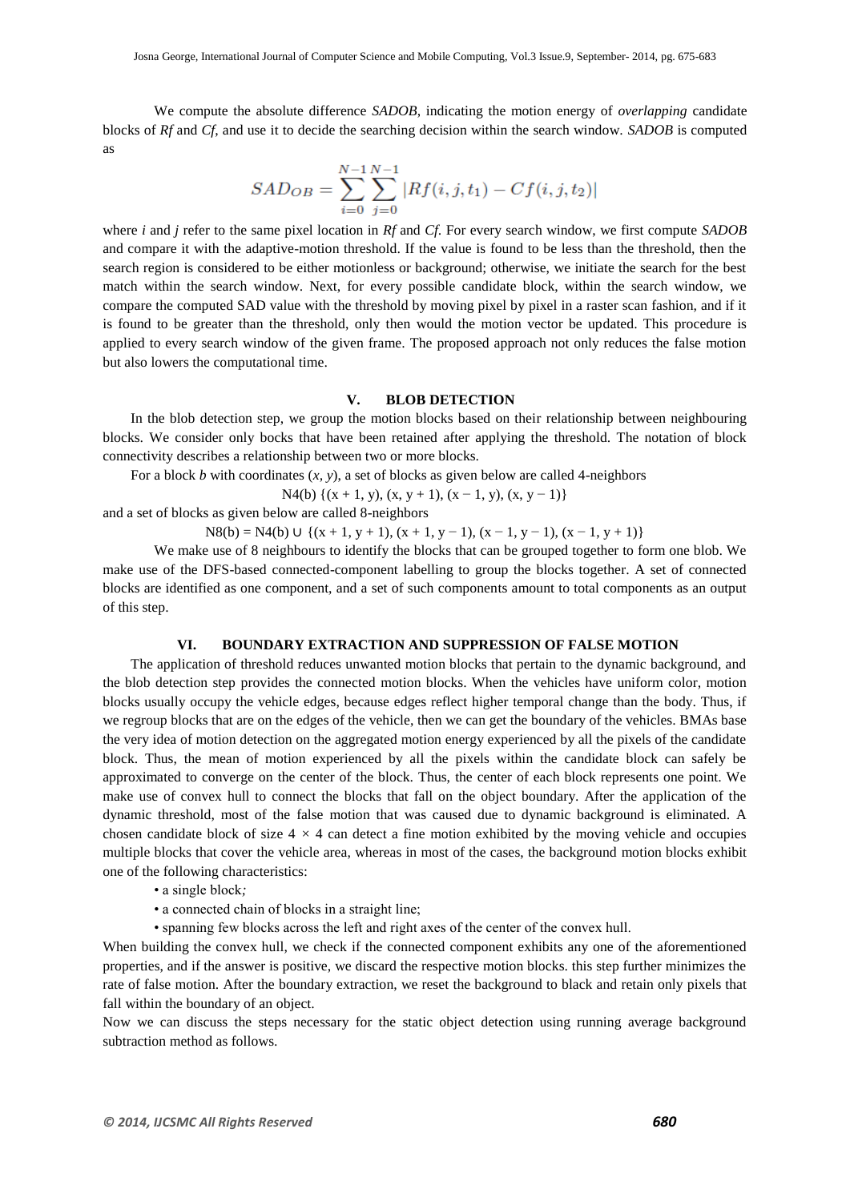We compute the absolute difference *SADOB*, indicating the motion energy of *overlapping* candidate blocks of *Rf* and *Cf*, and use it to decide the searching decision within the search window. *SADOB* is computed as

$$SAD_{OB} = \sum_{i=0}^{N-1} \sum_{j=0}^{N-1} |Rf(i, j, t_1) - Cf(i, j, t_2)|$$

where *i* and *j* refer to the same pixel location in *Rf* and *Cf*. For every search window, we first compute *SADOB* and compare it with the adaptive-motion threshold. If the value is found to be less than the threshold, then the search region is considered to be either motionless or background; otherwise, we initiate the search for the best match within the search window. Next, for every possible candidate block, within the search window, we compare the computed SAD value with the threshold by moving pixel by pixel in a raster scan fashion, and if it is found to be greater than the threshold, only then would the motion vector be updated. This procedure is applied to every search window of the given frame. The proposed approach not only reduces the false motion but also lowers the computational time.

## V. BLOB DETECTION

In the blob detection step, we group the motion blocks based on their relationship between neighbouring blocks. We consider only bocks that have been retained after applying the threshold. The notation of block connectivity describes a relationship between two or more blocks.

For a block *b* with coordinates (*x, y*), a set of blocks as given below are called 4-neighbors

$$N4(b)\ \{(x + 1, y), (x, y + 1), (x - 1, y), (x, y - 1)\}$$

and a set of blocks as given below are called 8-neighbors

$$N8(b) = N4(b) \cup \{(x + 1, y + 1), (x + 1, y - 1), (x - 1, y - 1), (x - 1, y + 1)\}$$

We make use of 8 neighbours to identify the blocks that can be grouped together to form one blob. We make use of the DFS-based connected-component labelling to group the blocks together. A set of connected blocks are identified as one component, and a set of such components amount to total components as an output of this step.

## VI. BOUNDARY EXTRACTION AND SUPPRESSION OF FALSE MOTION

The application of threshold reduces unwanted motion blocks that pertain to the dynamic background, and the blob detection step provides the connected motion blocks. When the vehicles have uniform color, motion blocks usually occupy the vehicle edges, because edges reflect higher temporal change than the body. Thus, if we regroup blocks that are on the edges of the vehicle, then we can get the boundary of the vehicles. BMAs base the very idea of motion detection on the aggregated motion energy experienced by all the pixels of the candidate block. Thus, the mean of motion experienced by all the pixels within the candidate block can safely be approximated to converge on the center of the block. Thus, the center of each block represents one point. We make use of convex hull to connect the blocks that fall on the object boundary. After the application of the dynamic threshold, most of the false motion that was caused due to dynamic background is eliminated. A chosen candidate block of size $4 \times 4$ can detect a fine motion exhibited by the moving vehicle and occupies multiple blocks that cover the vehicle area, whereas in most of the cases, the background motion blocks exhibit one of the following characteristics:

- a single block*;*
- a connected chain of blocks in a straight line;
- spanning few blocks across the left and right axes of the center of the convex hull.

When building the convex hull, we check if the connected component exhibits any one of the aforementioned properties, and if the answer is positive, we discard the respective motion blocks. this step further minimizes the rate of false motion. After the boundary extraction, we reset the background to black and retain only pixels that fall within the boundary of an object.

Now we can discuss the steps necessary for the static object detection using running average background subtraction method as follows.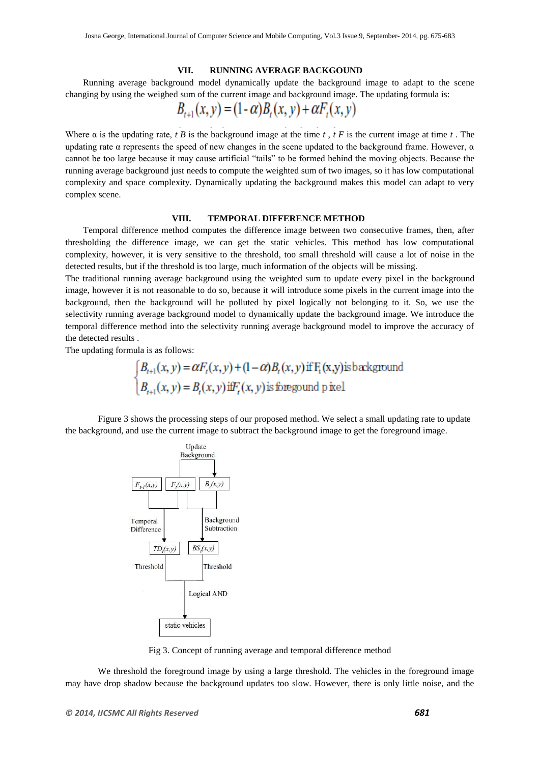## VII. RUNNING AVERAGE BACKGOUND

Running average background model dynamically update the background image to adapt to the scene changing by using the weighed sum of the current image and background image. The updating formula is:

$$B_{t+1}(x,y) = (1-\alpha)B_t(x,y) + \alpha F_t(x,y)$$

Where α is the updating rate, $t$ $B$ is the background image at the time $t$ , $t$ $F$ is the current image at time $t$ . The updating rate α represents the speed of new changes in the scene updated to the background frame. However, α cannot be too large because it may cause artificial "tails" to be formed behind the moving objects. Because the running average background just needs to compute the weighted sum of two images, so it has low computational complexity and space complexity. Dynamically updating the background makes this model can adapt to very complex scene.

## VIII. TEMPORAL DIFFERENCE METHOD

Temporal difference method computes the difference image between two consecutive frames, then, after thresholding the difference image, we can get the static vehicles. This method has low computational complexity, however, it is very sensitive to the threshold, too small threshold will cause a lot of noise in the detected results, but if the threshold is too large, much information of the objects will be missing.

The traditional running average background using the weighted sum to update every pixel in the background image, however it is not reasonable to do so, because it will introduce some pixels in the current image into the background, then the background will be polluted by pixel logically not belonging to it. So, we use the selectivity running average background model to dynamically update the background image. We introduce the temporal difference method into the selectivity running average background model to improve the accuracy of the detected results .

The updating formula is as follows:

$$\begin{cases} B_{t+1}(x,y) = \alpha F_t(x,y) + (1-\alpha)B_t(x,y) \text{ if } F_t(x,y) \text{ is background} \\ B_{t+1}(x,y) = B_t(x,y) \text{ if } F_t(x,y) \text{ is foregound pixel} \end{cases}$$

Figure 3 shows the processing steps of our proposed method. We select a small updating rate to update the background, and use the current image to subtract the background image to get the foreground image.

Fig 3. Concept of running average and temporal difference method

We threshold the foreground image by using a large threshold. The vehicles in the foreground image may have drop shadow because the background updates too slow. However, there is only little noise, and the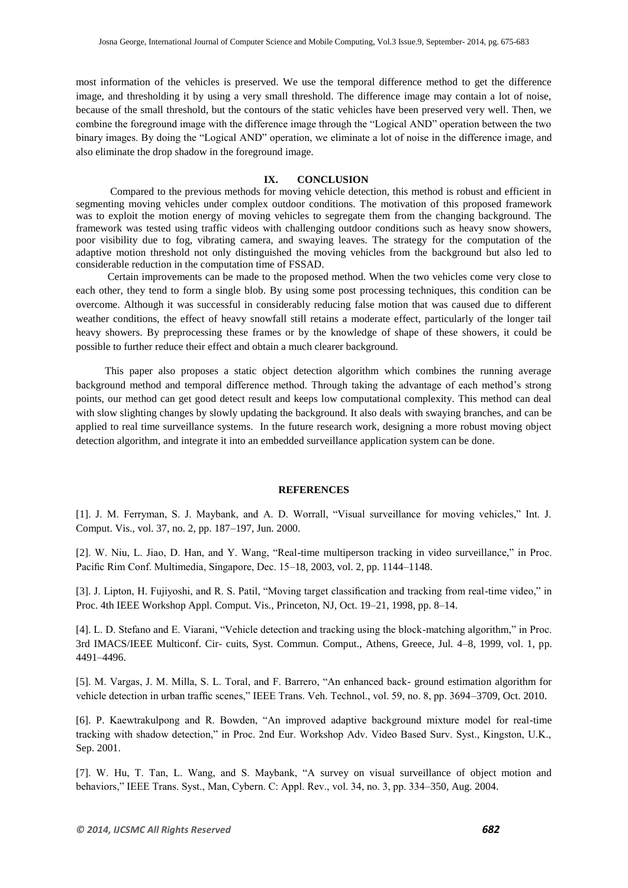most information of the vehicles is preserved. We use the temporal difference method to get the difference image, and thresholding it by using a very small threshold. The difference image may contain a lot of noise, because of the small threshold, but the contours of the static vehicles have been preserved very well. Then, we combine the foreground image with the difference image through the "Logical AND" operation between the two binary images. By doing the "Logical AND" operation, we eliminate a lot of noise in the difference image, and also eliminate the drop shadow in the foreground image.

## IX. CONCLUSION

Compared to the previous methods for moving vehicle detection, this method is robust and efficient in segmenting moving vehicles under complex outdoor conditions. The motivation of this proposed framework was to exploit the motion energy of moving vehicles to segregate them from the changing background. The framework was tested using traffic videos with challenging outdoor conditions such as heavy snow showers, poor visibility due to fog, vibrating camera, and swaying leaves. The strategy for the computation of the adaptive motion threshold not only distinguished the moving vehicles from the background but also led to considerable reduction in the computation time of FSSAD.

Certain improvements can be made to the proposed method. When the two vehicles come very close to each other, they tend to form a single blob. By using some post processing techniques, this condition can be overcome. Although it was successful in considerably reducing false motion that was caused due to different weather conditions, the effect of heavy snowfall still retains a moderate effect, particularly of the longer tail heavy showers. By preprocessing these frames or by the knowledge of shape of these showers, it could be possible to further reduce their effect and obtain a much clearer background.

This paper also proposes a static object detection algorithm which combines the running average background method and temporal difference method. Through taking the advantage of each method's strong points, our method can get good detect result and keeps low computational complexity. This method can deal with slow slighting changes by slowly updating the background. It also deals with swaying branches, and can be applied to real time surveillance systems. In the future research work, designing a more robust moving object detection algorithm, and integrate it into an embedded surveillance application system can be done.

## REFERENCES

[1]. J. M. Ferryman, S. J. Maybank, and A. D. Worrall, "Visual surveillance for moving vehicles," Int. J. Comput. Vis., vol. 37, no. 2, pp. 187–197, Jun. 2000.

[2]. W. Niu, L. Jiao, D. Han, and Y. Wang, "Real-time multiperson tracking in video surveillance," in Proc. Pacific Rim Conf. Multimedia, Singapore, Dec. 15–18, 2003, vol. 2, pp. 1144–1148.

[3]. J. Lipton, H. Fujiyoshi, and R. S. Patil, "Moving target classification and tracking from real-time video," in Proc. 4th IEEE Workshop Appl. Comput. Vis., Princeton, NJ, Oct. 19–21, 1998, pp. 8–14.

[4]. L. D. Stefano and E. Viarani, "Vehicle detection and tracking using the block-matching algorithm," in Proc. 3rd IMACS/IEEE Multiconf. Cir- cuits, Syst. Commun. Comput., Athens, Greece, Jul. 4–8, 1999, vol. 1, pp. 4491–4496.

[5]. M. Vargas, J. M. Milla, S. L. Toral, and F. Barrero, "An enhanced back- ground estimation algorithm for vehicle detection in urban traffic scenes," IEEE Trans. Veh. Technol., vol. 59, no. 8, pp. 3694–3709, Oct. 2010.

[6]. P. Kaewtrakulpong and R. Bowden, "An improved adaptive background mixture model for real-time tracking with shadow detection," in Proc. 2nd Eur. Workshop Adv. Video Based Surv. Syst., Kingston, U.K., Sep. 2001.

[7]. W. Hu, T. Tan, L. Wang, and S. Maybank, "A survey on visual surveillance of object motion and behaviors," IEEE Trans. Syst., Man, Cybern. C: Appl. Rev., vol. 34, no. 3, pp. 334–350, Aug. 2004.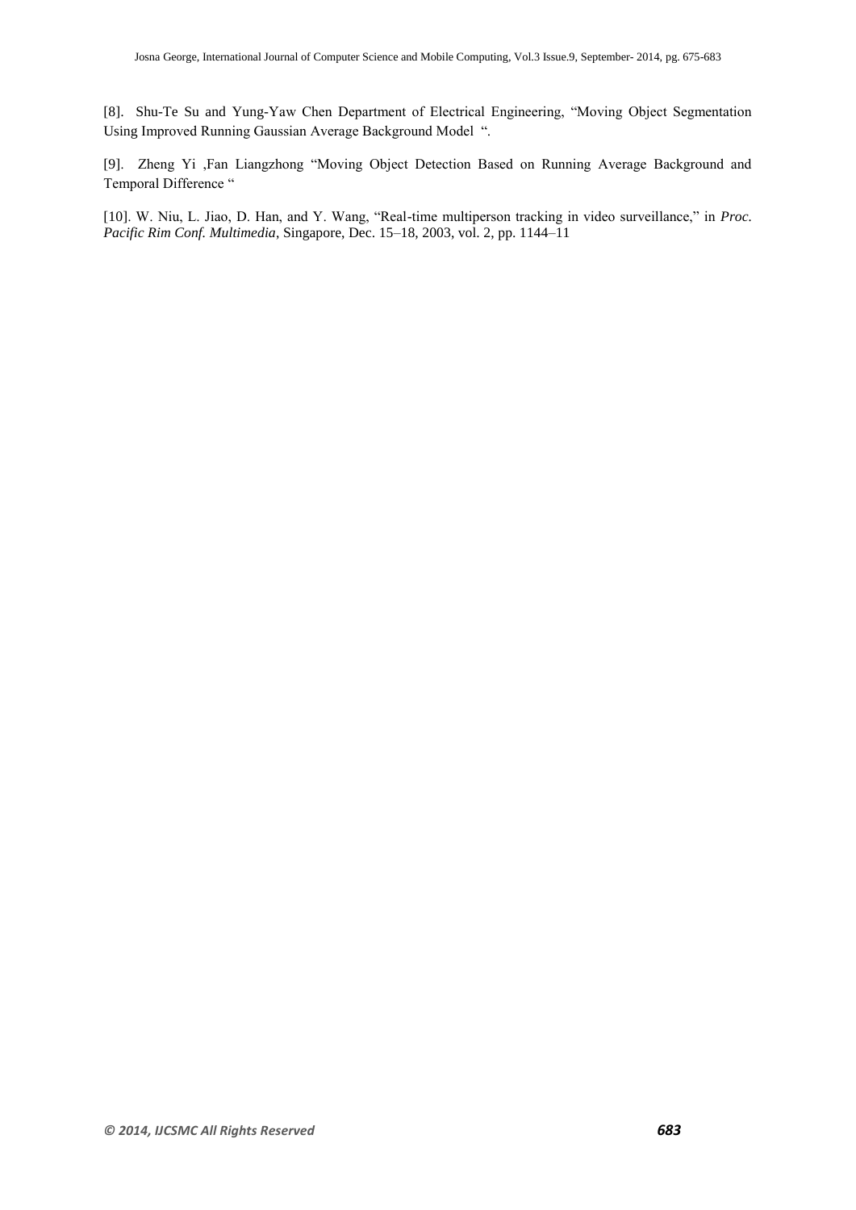[8]. Shu-Te Su and Yung-Yaw Chen Department of Electrical Engineering, "Moving Object Segmentation Using Improved Running Gaussian Average Background Model ".

[9]. Zheng Yi ,Fan Liangzhong "Moving Object Detection Based on Running Average Background and Temporal Difference "

[10]. W. Niu, L. Jiao, D. Han, and Y. Wang, "Real-time multiperson tracking in video surveillance," in *Proc. Pacific Rim Conf. Multimedia*, Singapore, Dec. 15–18, 2003, vol. 2, pp. 1144–11